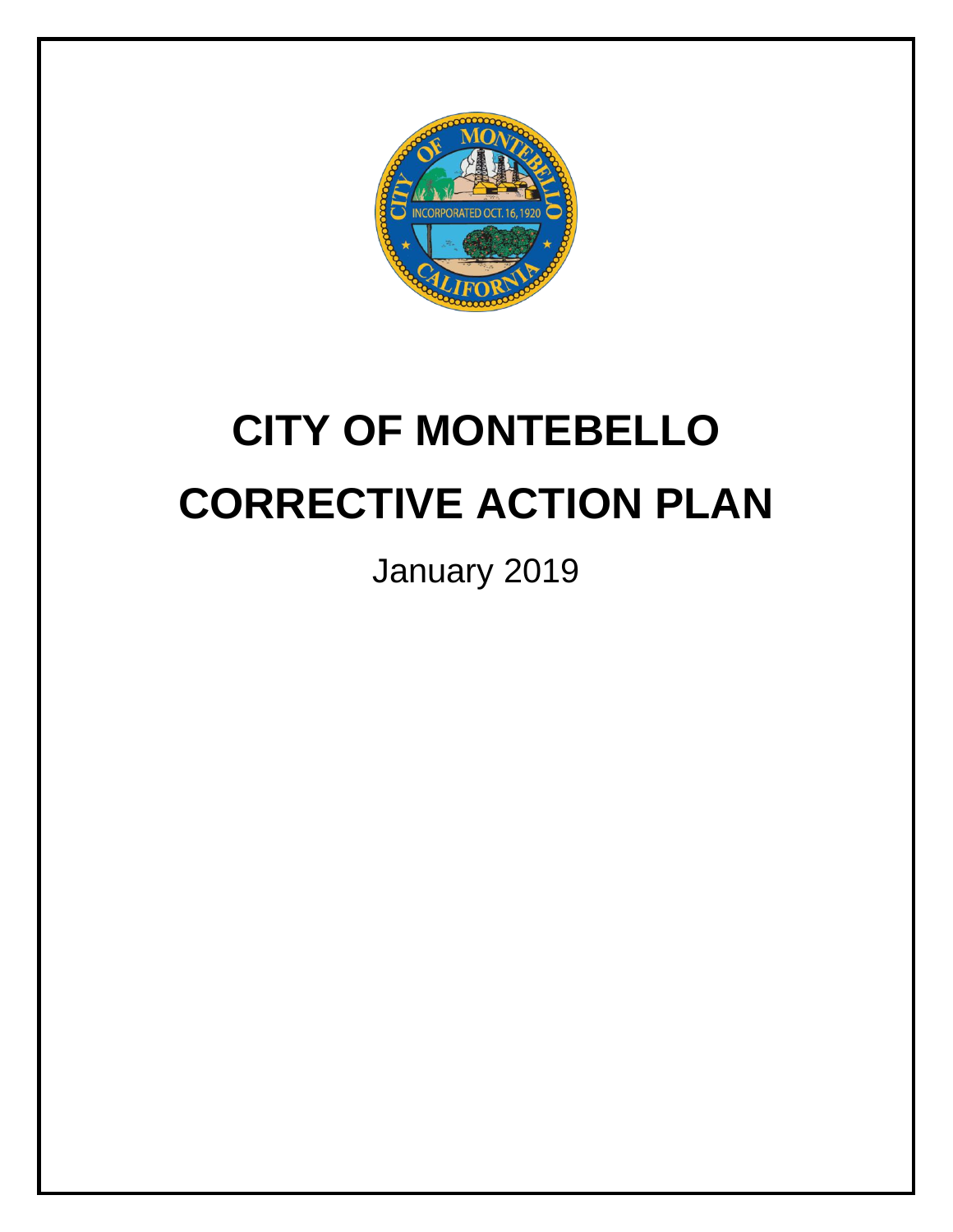# CITY OF MONTEBELLO

# CORRECTIVE ACTION PLAN

January 2019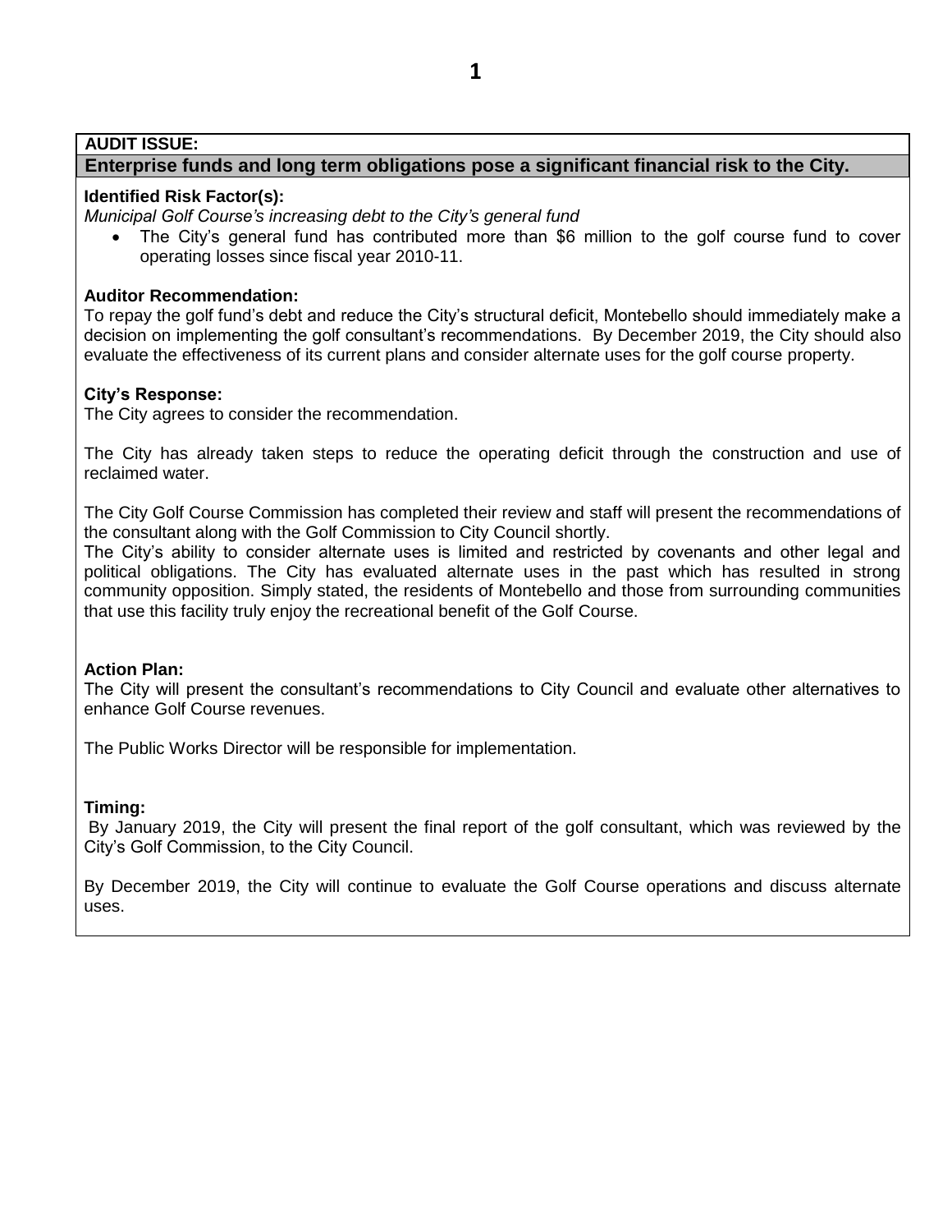**AUDIT ISSUE:**

## Enterprise funds and long term obligations pose a significant financial risk to the City.

**Identified Risk Factor(s):**

*Municipal Golf Course's increasing debt to the City's general fund*

- The City's general fund has contributed more than $6 million to the golf course fund to cover operating losses since fiscal year 2010-11.

**Auditor Recommendation:**

To repay the golf fund's debt and reduce the City's structural deficit, Montebello should immediately make a decision on implementing the golf consultant's recommendations. By December 2019, the City should also evaluate the effectiveness of its current plans and consider alternate uses for the golf course property.

**City's Response:**

The City agrees to consider the recommendation.

The City has already taken steps to reduce the operating deficit through the construction and use of reclaimed water.

The City Golf Course Commission has completed their review and staff will present the recommendations of the consultant along with the Golf Commission to City Council shortly.

The City's ability to consider alternate uses is limited and restricted by covenants and other legal and political obligations. The City has evaluated alternate uses in the past which has resulted in strong community opposition. Simply stated, the residents of Montebello and those from surrounding communities that use this facility truly enjoy the recreational benefit of the Golf Course.

**Action Plan:**

The City will present the consultant's recommendations to City Council and evaluate other alternatives to enhance Golf Course revenues.

The Public Works Director will be responsible for implementation.

**Timing:**

By January 2019, the City will present the final report of the golf consultant, which was reviewed by the City's Golf Commission, to the City Council.

By December 2019, the City will continue to evaluate the Golf Course operations and discuss alternate uses.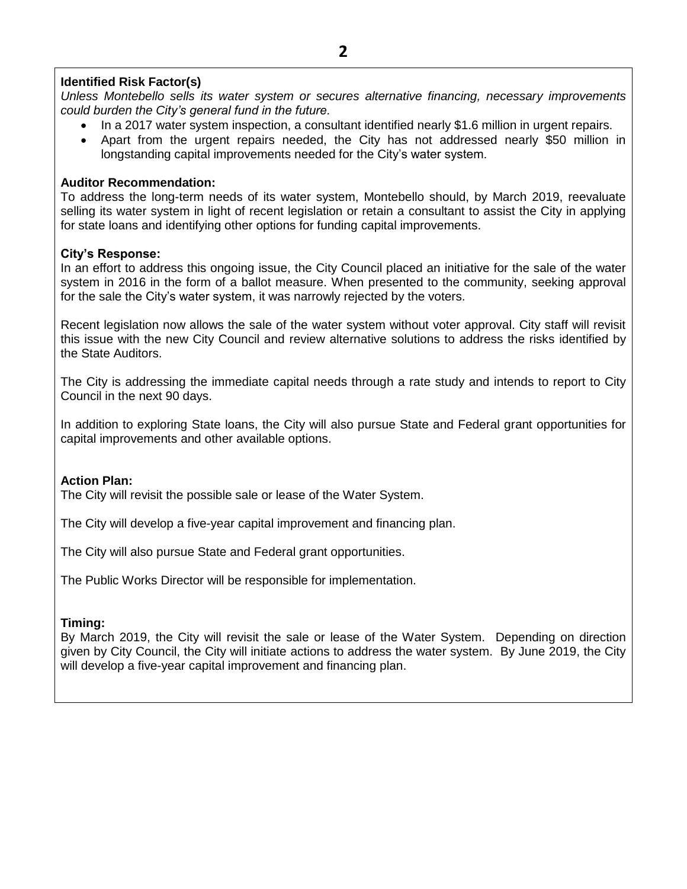**Identified Risk Factor(s)**

*Unless Montebello sells its water system or secures alternative financing, necessary improvements could burden the City's general fund in the future.*

- In a 2017 water system inspection, a consultant identified nearly $1.6 million in urgent repairs.
- Apart from the urgent repairs needed, the City has not addressed nearly $50 million in longstanding capital improvements needed for the City's water system.

**Auditor Recommendation:**

To address the long-term needs of its water system, Montebello should, by March 2019, reevaluate selling its water system in light of recent legislation or retain a consultant to assist the City in applying for state loans and identifying other options for funding capital improvements.

**City's Response:**

In an effort to address this ongoing issue, the City Council placed an initiative for the sale of the water system in 2016 in the form of a ballot measure. When presented to the community, seeking approval for the sale the City's water system, it was narrowly rejected by the voters.

Recent legislation now allows the sale of the water system without voter approval. City staff will revisit this issue with the new City Council and review alternative solutions to address the risks identified by the State Auditors.

The City is addressing the immediate capital needs through a rate study and intends to report to City Council in the next 90 days.

In addition to exploring State loans, the City will also pursue State and Federal grant opportunities for capital improvements and other available options.

**Action Plan:**

The City will revisit the possible sale or lease of the Water System.

The City will develop a five-year capital improvement and financing plan.

The City will also pursue State and Federal grant opportunities.

The Public Works Director will be responsible for implementation.

**Timing:**

By March 2019, the City will revisit the sale or lease of the Water System. Depending on direction given by City Council, the City will initiate actions to address the water system. By June 2019, the City will develop a five-year capital improvement and financing plan.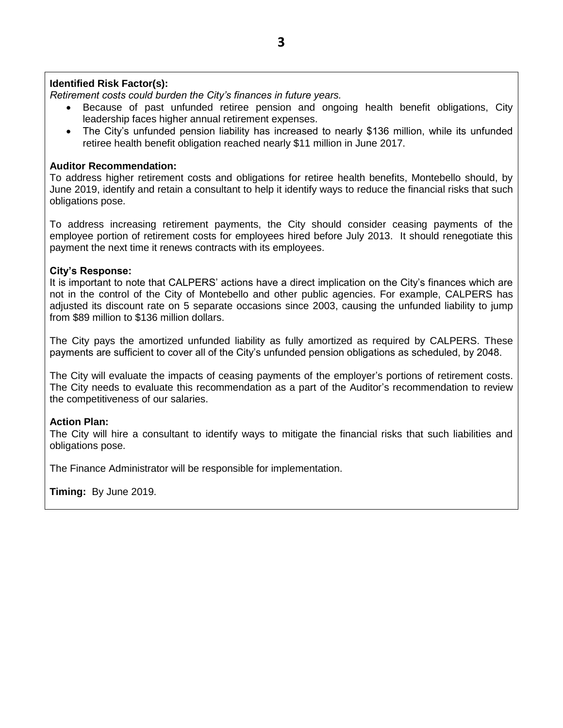**Identified Risk Factor(s):**

*Retirement costs could burden the City's finances in future years.*

- Because of past unfunded retiree pension and ongoing health benefit obligations, City leadership faces higher annual retirement expenses.
- The City's unfunded pension liability has increased to nearly $136 million, while its unfunded retiree health benefit obligation reached nearly $11 million in June 2017.

**Auditor Recommendation:**

To address higher retirement costs and obligations for retiree health benefits, Montebello should, by June 2019, identify and retain a consultant to help it identify ways to reduce the financial risks that such obligations pose.

To address increasing retirement payments, the City should consider ceasing payments of the employee portion of retirement costs for employees hired before July 2013. It should renegotiate this payment the next time it renews contracts with its employees.

**City's Response:**

It is important to note that CALPERS' actions have a direct implication on the City's finances which are not in the control of the City of Montebello and other public agencies. For example, CALPERS has adjusted its discount rate on 5 separate occasions since 2003, causing the unfunded liability to jump from $89 million to $136 million dollars.

The City pays the amortized unfunded liability as fully amortized as required by CALPERS. These payments are sufficient to cover all of the City's unfunded pension obligations as scheduled, by 2048.

The City will evaluate the impacts of ceasing payments of the employer's portions of retirement costs. The City needs to evaluate this recommendation as a part of the Auditor's recommendation to review the competitiveness of our salaries.

**Action Plan:**

The City will hire a consultant to identify ways to mitigate the financial risks that such liabilities and obligations pose.

The Finance Administrator will be responsible for implementation.

**Timing:** By June 2019.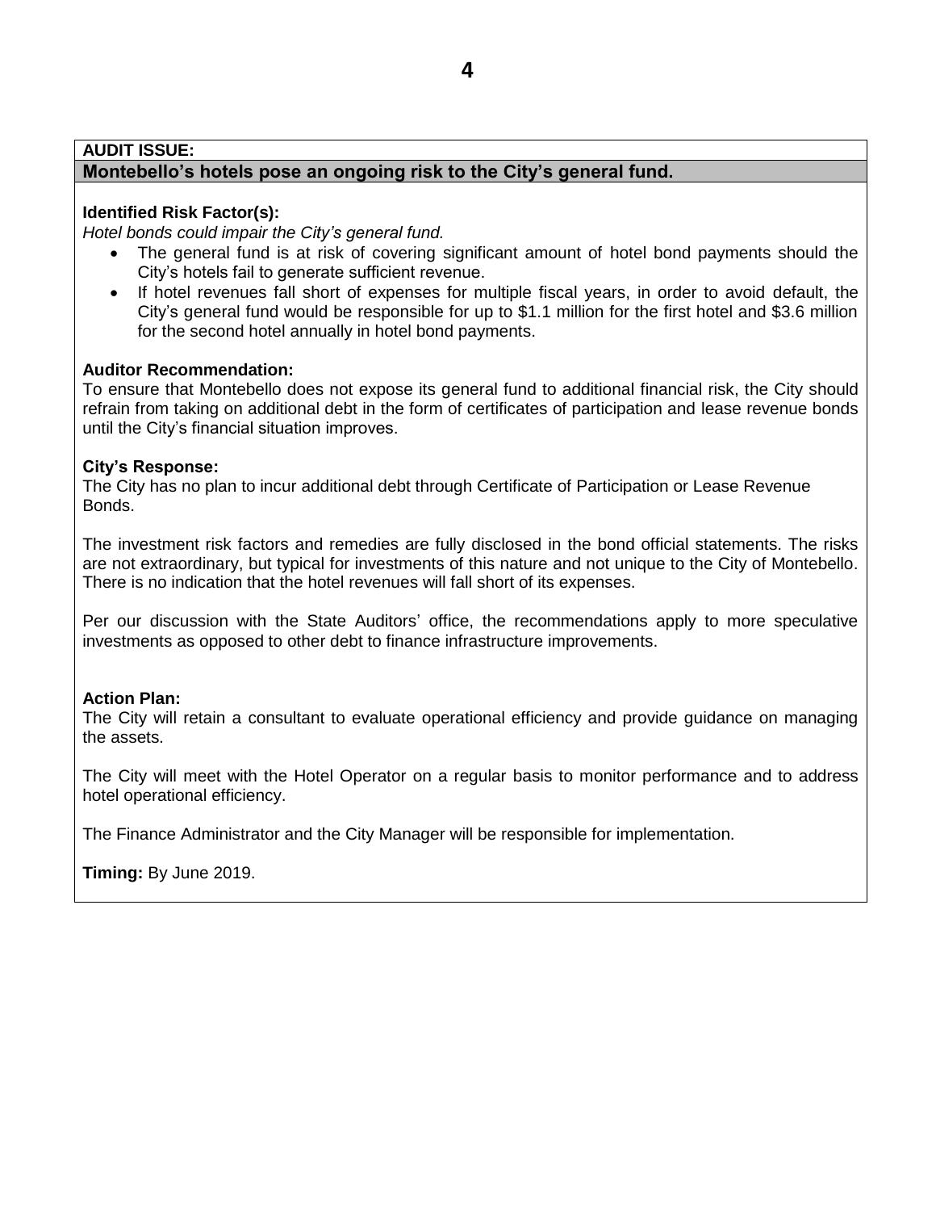**AUDIT ISSUE:**

**Montebello's hotels pose an ongoing risk to the City's general fund.**

**Identified Risk Factor(s):**

*Hotel bonds could impair the City's general fund.*

- The general fund is at risk of covering significant amount of hotel bond payments should the City's hotels fail to generate sufficient revenue.
- If hotel revenues fall short of expenses for multiple fiscal years, in order to avoid default, the City's general fund would be responsible for up to $1.1 million for the first hotel and $3.6 million for the second hotel annually in hotel bond payments.

**Auditor Recommendation:**

To ensure that Montebello does not expose its general fund to additional financial risk, the City should refrain from taking on additional debt in the form of certificates of participation and lease revenue bonds until the City's financial situation improves.

**City's Response:**

The City has no plan to incur additional debt through Certificate of Participation or Lease Revenue Bonds.

The investment risk factors and remedies are fully disclosed in the bond official statements. The risks are not extraordinary, but typical for investments of this nature and not unique to the City of Montebello. There is no indication that the hotel revenues will fall short of its expenses.

Per our discussion with the State Auditors' office, the recommendations apply to more speculative investments as opposed to other debt to finance infrastructure improvements.

**Action Plan:**

The City will retain a consultant to evaluate operational efficiency and provide guidance on managing the assets.

The City will meet with the Hotel Operator on a regular basis to monitor performance and to address hotel operational efficiency.

The Finance Administrator and the City Manager will be responsible for implementation.

**Timing:** By June 2019.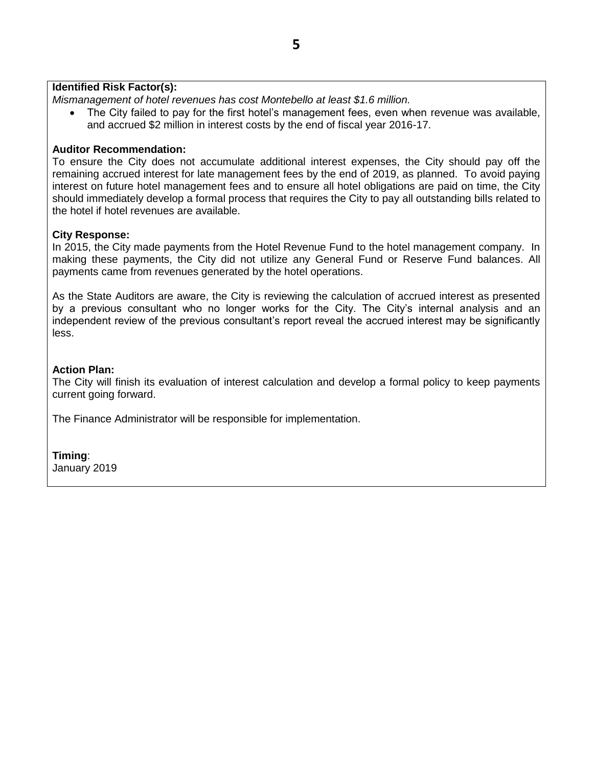**Identified Risk Factor(s):**

*Mismanagement of hotel revenues has cost Montebello at least $1.6 million.*

- The City failed to pay for the first hotel's management fees, even when revenue was available, and accrued $2 million in interest costs by the end of fiscal year 2016-17.

**Auditor Recommendation:**

To ensure the City does not accumulate additional interest expenses, the City should pay off the remaining accrued interest for late management fees by the end of 2019, as planned. To avoid paying interest on future hotel management fees and to ensure all hotel obligations are paid on time, the City should immediately develop a formal process that requires the City to pay all outstanding bills related to the hotel if hotel revenues are available.

**City Response:**

In 2015, the City made payments from the Hotel Revenue Fund to the hotel management company. In making these payments, the City did not utilize any General Fund or Reserve Fund balances. All payments came from revenues generated by the hotel operations.

As the State Auditors are aware, the City is reviewing the calculation of accrued interest as presented by a previous consultant who no longer works for the City. The City's internal analysis and an independent review of the previous consultant's report reveal the accrued interest may be significantly less.

**Action Plan:**

The City will finish its evaluation of interest calculation and develop a formal policy to keep payments current going forward.

The Finance Administrator will be responsible for implementation.

**Timing**:

January 2019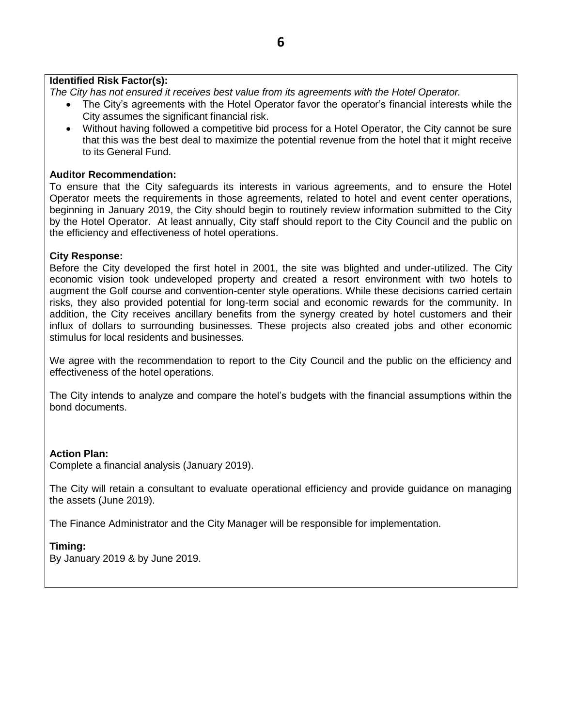**Identified Risk Factor(s):**

*The City has not ensured it receives best value from its agreements with the Hotel Operator.*

- The City's agreements with the Hotel Operator favor the operator's financial interests while the City assumes the significant financial risk.
- Without having followed a competitive bid process for a Hotel Operator, the City cannot be sure that this was the best deal to maximize the potential revenue from the hotel that it might receive to its General Fund.

**Auditor Recommendation:**

To ensure that the City safeguards its interests in various agreements, and to ensure the Hotel Operator meets the requirements in those agreements, related to hotel and event center operations, beginning in January 2019, the City should begin to routinely review information submitted to the City by the Hotel Operator. At least annually, City staff should report to the City Council and the public on the efficiency and effectiveness of hotel operations.

**City Response:**

Before the City developed the first hotel in 2001, the site was blighted and under-utilized. The City economic vision took undeveloped property and created a resort environment with two hotels to augment the Golf course and convention-center style operations. While these decisions carried certain risks, they also provided potential for long-term social and economic rewards for the community. In addition, the City receives ancillary benefits from the synergy created by hotel customers and their influx of dollars to surrounding businesses. These projects also created jobs and other economic stimulus for local residents and businesses.

We agree with the recommendation to report to the City Council and the public on the efficiency and effectiveness of the hotel operations.

The City intends to analyze and compare the hotel's budgets with the financial assumptions within the bond documents.

**Action Plan:**

Complete a financial analysis (January 2019).

The City will retain a consultant to evaluate operational efficiency and provide guidance on managing the assets (June 2019).

The Finance Administrator and the City Manager will be responsible for implementation.

**Timing:**

By January 2019 & by June 2019.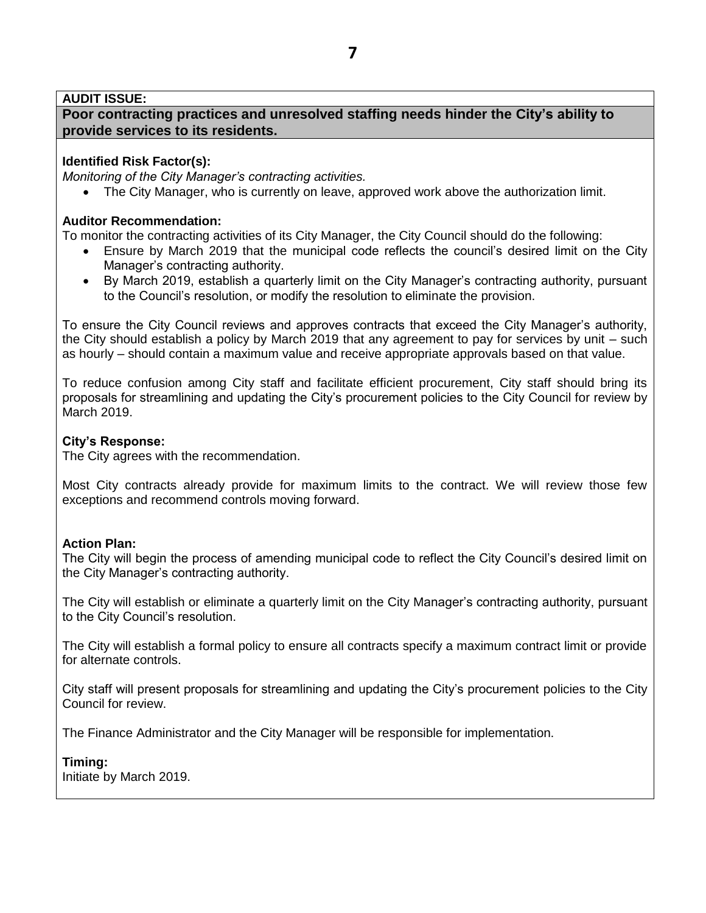**AUDIT ISSUE:**

**Poor contracting practices and unresolved staffing needs hinder the City's ability to provide services to its residents.**

**Identified Risk Factor(s):**

*Monitoring of the City Manager's contracting activities.*

- The City Manager, who is currently on leave, approved work above the authorization limit.

**Auditor Recommendation:**

To monitor the contracting activities of its City Manager, the City Council should do the following:

- Ensure by March 2019 that the municipal code reflects the council's desired limit on the City Manager's contracting authority.
- By March 2019, establish a quarterly limit on the City Manager's contracting authority, pursuant to the Council's resolution, or modify the resolution to eliminate the provision.

To ensure the City Council reviews and approves contracts that exceed the City Manager's authority, the City should establish a policy by March 2019 that any agreement to pay for services by unit – such as hourly – should contain a maximum value and receive appropriate approvals based on that value.

To reduce confusion among City staff and facilitate efficient procurement, City staff should bring its proposals for streamlining and updating the City's procurement policies to the City Council for review by March 2019.

**City's Response:**

The City agrees with the recommendation.

Most City contracts already provide for maximum limits to the contract. We will review those few exceptions and recommend controls moving forward.

**Action Plan:**

The City will begin the process of amending municipal code to reflect the City Council's desired limit on the City Manager's contracting authority.

The City will establish or eliminate a quarterly limit on the City Manager's contracting authority, pursuant to the City Council's resolution.

The City will establish a formal policy to ensure all contracts specify a maximum contract limit or provide for alternate controls.

City staff will present proposals for streamlining and updating the City's procurement policies to the City Council for review.

The Finance Administrator and the City Manager will be responsible for implementation.

**Timing:**

Initiate by March 2019.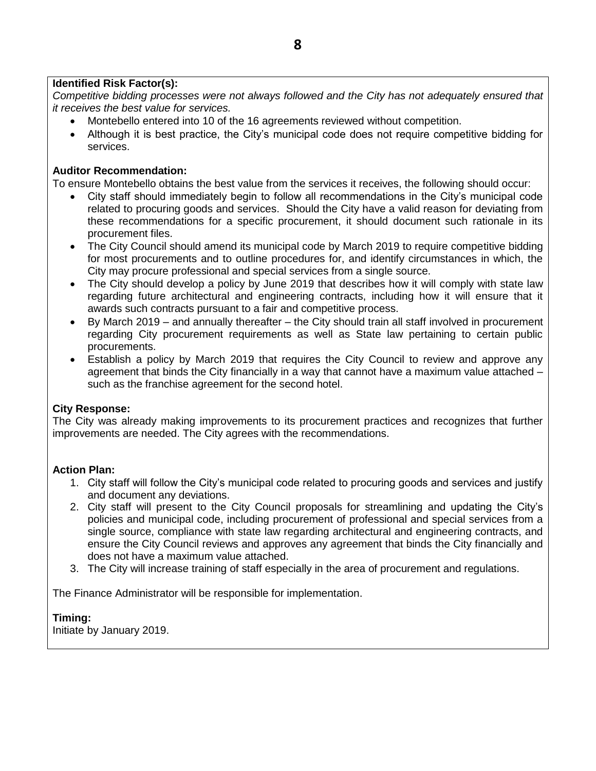**Identified Risk Factor(s):**

*Competitive bidding processes were not always followed and the City has not adequately ensured that it receives the best value for services.*

- Montebello entered into 10 of the 16 agreements reviewed without competition.
- Although it is best practice, the City's municipal code does not require competitive bidding for services.

**Auditor Recommendation:**

To ensure Montebello obtains the best value from the services it receives, the following should occur:

- City staff should immediately begin to follow all recommendations in the City's municipal code related to procuring goods and services. Should the City have a valid reason for deviating from these recommendations for a specific procurement, it should document such rationale in its procurement files.
- The City Council should amend its municipal code by March 2019 to require competitive bidding for most procurements and to outline procedures for, and identify circumstances in which, the City may procure professional and special services from a single source.
- The City should develop a policy by June 2019 that describes how it will comply with state law regarding future architectural and engineering contracts, including how it will ensure that it awards such contracts pursuant to a fair and competitive process.
- By March 2019 – and annually thereafter – the City should train all staff involved in procurement regarding City procurement requirements as well as State law pertaining to certain public procurements.
- Establish a policy by March 2019 that requires the City Council to review and approve any agreement that binds the City financially in a way that cannot have a maximum value attached – such as the franchise agreement for the second hotel.

**City Response:**

The City was already making improvements to its procurement practices and recognizes that further improvements are needed. The City agrees with the recommendations.

**Action Plan:**

1. City staff will follow the City's municipal code related to procuring goods and services and justify and document any deviations.
2. City staff will present to the City Council proposals for streamlining and updating the City's policies and municipal code, including procurement of professional and special services from a single source, compliance with state law regarding architectural and engineering contracts, and ensure the City Council reviews and approves any agreement that binds the City financially and does not have a maximum value attached.
3. The City will increase training of staff especially in the area of procurement and regulations.

The Finance Administrator will be responsible for implementation.

**Timing:**

Initiate by January 2019.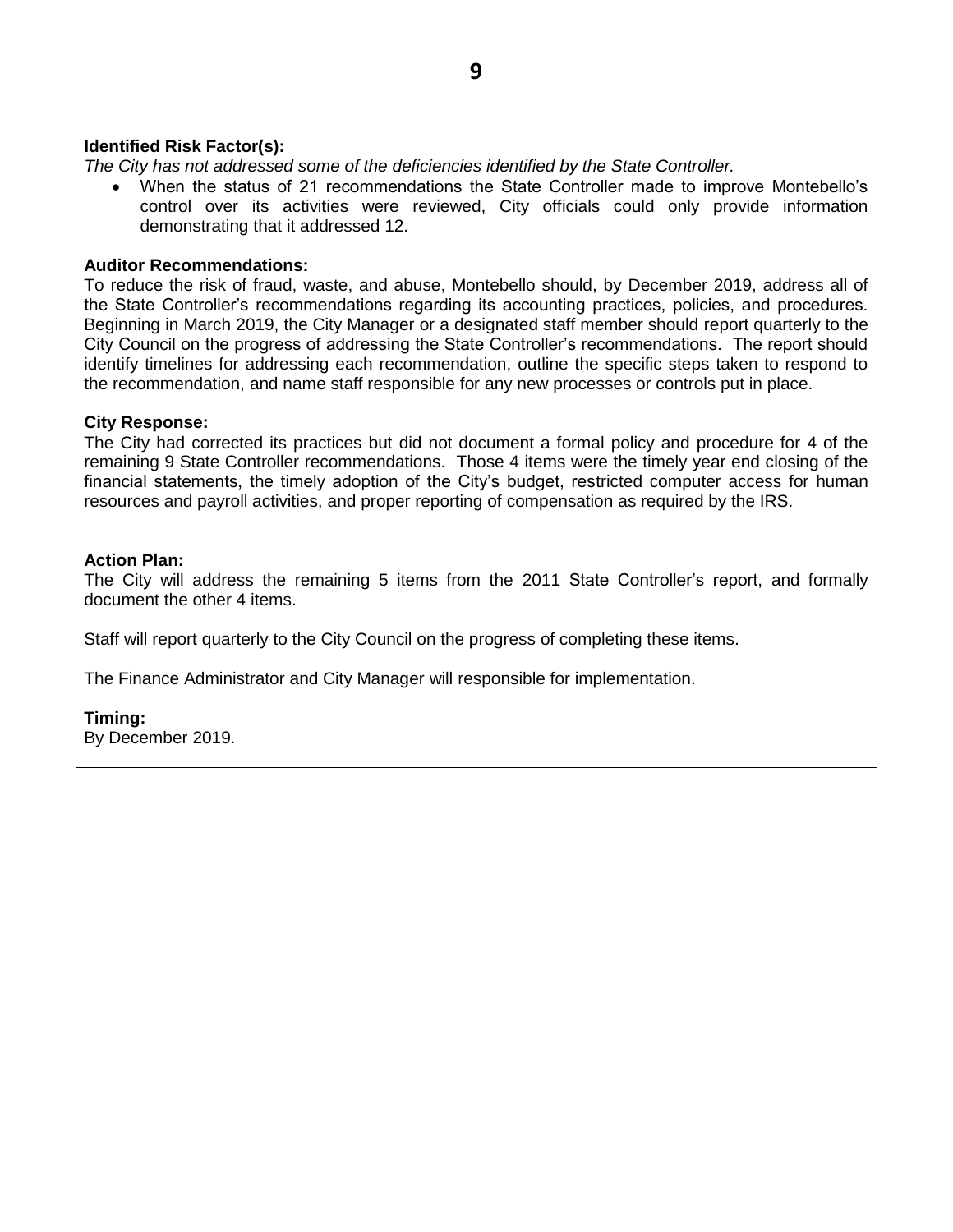**Identified Risk Factor(s):**

*The City has not addressed some of the deficiencies identified by the State Controller.*

- When the status of 21 recommendations the State Controller made to improve Montebello's control over its activities were reviewed, City officials could only provide information demonstrating that it addressed 12.

**Auditor Recommendations:**

To reduce the risk of fraud, waste, and abuse, Montebello should, by December 2019, address all of the State Controller's recommendations regarding its accounting practices, policies, and procedures. Beginning in March 2019, the City Manager or a designated staff member should report quarterly to the City Council on the progress of addressing the State Controller's recommendations. The report should identify timelines for addressing each recommendation, outline the specific steps taken to respond to the recommendation, and name staff responsible for any new processes or controls put in place.

**City Response:**

The City had corrected its practices but did not document a formal policy and procedure for 4 of the remaining 9 State Controller recommendations. Those 4 items were the timely year end closing of the financial statements, the timely adoption of the City's budget, restricted computer access for human resources and payroll activities, and proper reporting of compensation as required by the IRS.

**Action Plan:**

The City will address the remaining 5 items from the 2011 State Controller's report, and formally document the other 4 items.

Staff will report quarterly to the City Council on the progress of completing these items.

The Finance Administrator and City Manager will responsible for implementation.

**Timing:**

By December 2019.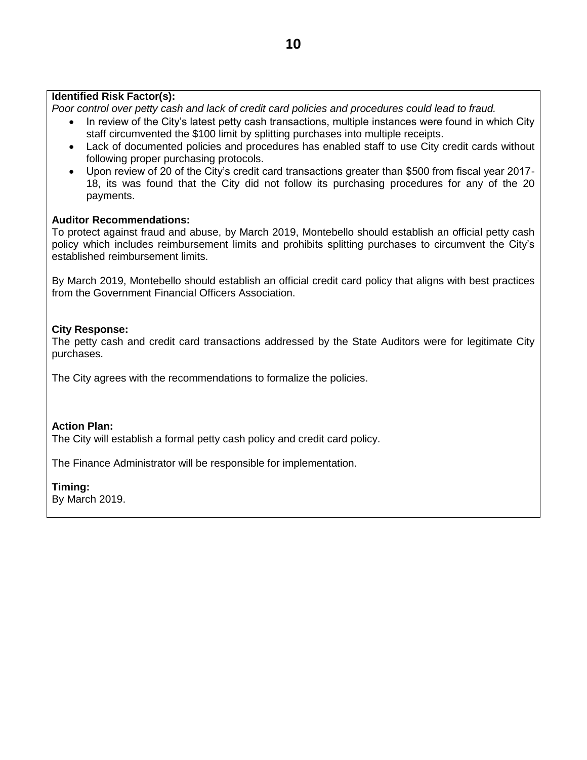**Identified Risk Factor(s):**

*Poor control over petty cash and lack of credit card policies and procedures could lead to fraud.*

- In review of the City's latest petty cash transactions, multiple instances were found in which City staff circumvented the $100 limit by splitting purchases into multiple receipts.
- Lack of documented policies and procedures has enabled staff to use City credit cards without following proper purchasing protocols.
- Upon review of 20 of the City's credit card transactions greater than $500 from fiscal year 2017-18, its was found that the City did not follow its purchasing procedures for any of the 20 payments.

**Auditor Recommendations:**

To protect against fraud and abuse, by March 2019, Montebello should establish an official petty cash policy which includes reimbursement limits and prohibits splitting purchases to circumvent the City's established reimbursement limits.

By March 2019, Montebello should establish an official credit card policy that aligns with best practices from the Government Financial Officers Association.

**City Response:**

The petty cash and credit card transactions addressed by the State Auditors were for legitimate City purchases.

The City agrees with the recommendations to formalize the policies.

**Action Plan:**

The City will establish a formal petty cash policy and credit card policy.

The Finance Administrator will be responsible for implementation.

**Timing:**

By March 2019.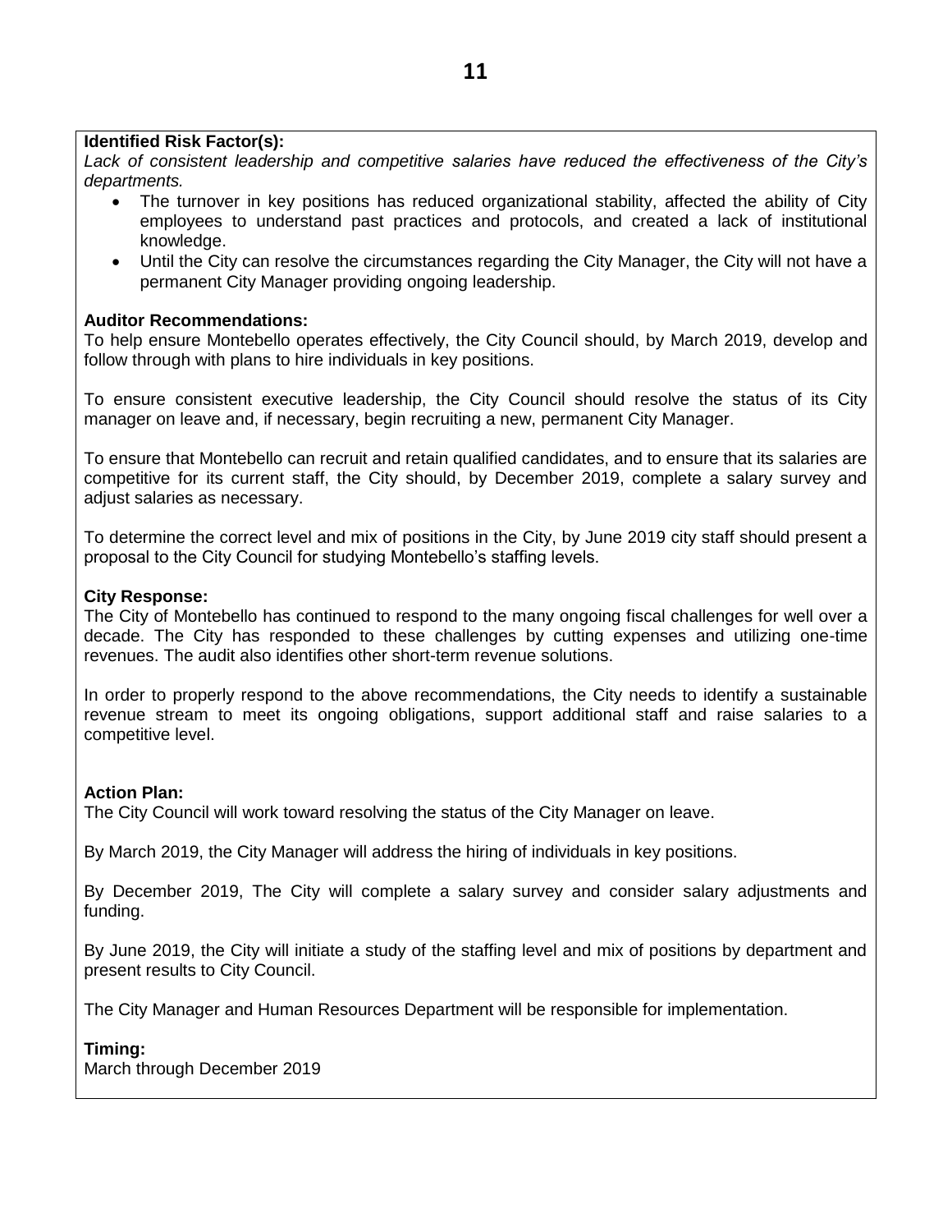**Identified Risk Factor(s):**
*Lack of consistent leadership and competitive salaries have reduced the effectiveness of the City's departments.*

- The turnover in key positions has reduced organizational stability, affected the ability of City employees to understand past practices and protocols, and created a lack of institutional knowledge.
- Until the City can resolve the circumstances regarding the City Manager, the City will not have a permanent City Manager providing ongoing leadership.

**Auditor Recommendations:**
To help ensure Montebello operates effectively, the City Council should, by March 2019, develop and follow through with plans to hire individuals in key positions.

To ensure consistent executive leadership, the City Council should resolve the status of its City manager on leave and, if necessary, begin recruiting a new, permanent City Manager.

To ensure that Montebello can recruit and retain qualified candidates, and to ensure that its salaries are competitive for its current staff, the City should, by December 2019, complete a salary survey and adjust salaries as necessary.

To determine the correct level and mix of positions in the City, by June 2019 city staff should present a proposal to the City Council for studying Montebello's staffing levels.

**City Response:**
The City of Montebello has continued to respond to the many ongoing fiscal challenges for well over a decade. The City has responded to these challenges by cutting expenses and utilizing one-time revenues. The audit also identifies other short-term revenue solutions.

In order to properly respond to the above recommendations, the City needs to identify a sustainable revenue stream to meet its ongoing obligations, support additional staff and raise salaries to a competitive level.

**Action Plan:**
The City Council will work toward resolving the status of the City Manager on leave.

By March 2019, the City Manager will address the hiring of individuals in key positions.

By December 2019, The City will complete a salary survey and consider salary adjustments and funding.

By June 2019, the City will initiate a study of the staffing level and mix of positions by department and present results to City Council.

The City Manager and Human Resources Department will be responsible for implementation.

**Timing:**
March through December 2019